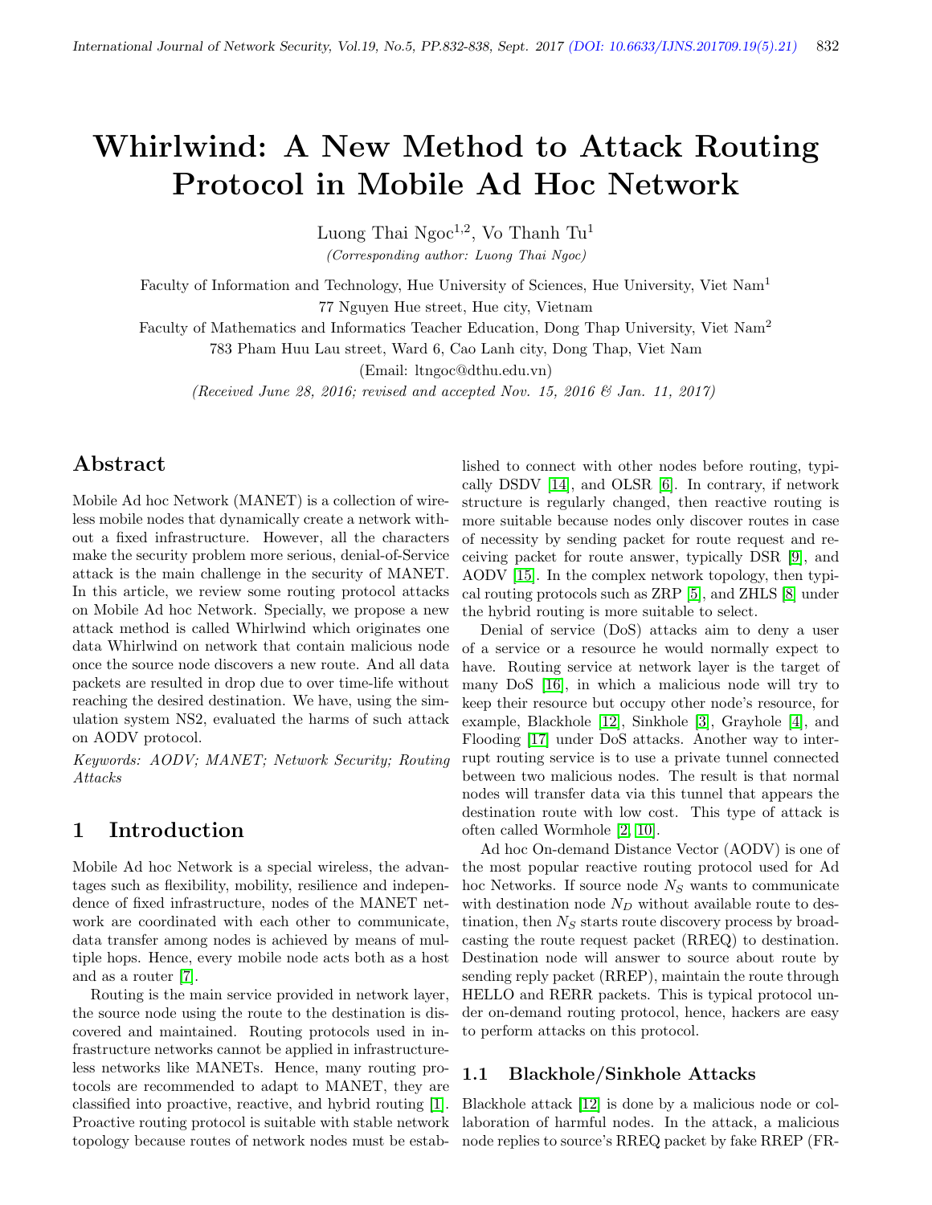# Whirlwind: A New Method to Attack Routing Protocol in Mobile Ad Hoc Network

Luong Thai Ngoc[1,2], Vo Thanh Tu[1]

*(Corresponding author: Luong Thai Ngoc)*

Faculty of Information and Technology, Hue University of Sciences, Hue University, Viet Nam[1]

77 Nguyen Hue street, Hue city, Vietnam

Faculty of Mathematics and Informatics Teacher Education, Dong Thap University, Viet Nam[2]

783 Pham Huu Lau street, Ward 6, Cao Lanh city, Dong Thap, Viet Nam

(Email: ltngoc@dthu.edu.vn)

*(Received June 28, 2016; revised and accepted Nov. 15, 2016 & Jan. 11, 2017)*

## Abstract

Mobile Ad hoc Network (MANET) is a collection of wireless mobile nodes that dynamically create a network without a fixed infrastructure. However, all the characters make the security problem more serious, denial-of-Service attack is the main challenge in the security of MANET. In this article, we review some routing protocol attacks on Mobile Ad hoc Network. Specially, we propose a new attack method is called Whirlwind which originates one data Whirlwind on network that contain malicious node once the source node discovers a new route. And all data packets are resulted in drop due to over time-life without reaching the desired destination. We have, using the simulation system NS2, evaluated the harms of such attack on AODV protocol.

*Keywords: AODV; MANET; Network Security; Routing Attacks*

## 1 Introduction

Mobile Ad hoc Network is a special wireless, the advantages such as flexibility, mobility, resilience and independence of fixed infrastructure, nodes of the MANET network are coordinated with each other to communicate, data transfer among nodes is achieved by means of multiple hops. Hence, every mobile node acts both as a host and as a router [7].

Routing is the main service provided in network layer, the source node using the route to the destination is discovered and maintained. Routing protocols used in infrastructure networks cannot be applied in infrastructureless networks like MANETs. Hence, many routing protocols are recommended to adapt to MANET, they are classified into proactive, reactive, and hybrid routing [1]. Proactive routing protocol is suitable with stable network topology because routes of network nodes must be established to connect with other nodes before routing, typically DSDV [14], and OLSR [6]. In contrary, if network structure is regularly changed, then reactive routing is more suitable because nodes only discover routes in case of necessity by sending packet for route request and receiving packet for route answer, typically DSR [9], and AODV [15]. In the complex network topology, then typical routing protocols such as ZRP [5], and ZHLS [8] under the hybrid routing is more suitable to select.

Denial of service (DoS) attacks aim to deny a user of a service or a resource he would normally expect to have. Routing service at network layer is the target of many DoS [16], in which a malicious node will try to keep their resource but occupy other node's resource, for example, Blackhole [12], Sinkhole [3], Grayhole [4], and Flooding [17] under DoS attacks. Another way to interrupt routing service is to use a private tunnel connected between two malicious nodes. The result is that normal nodes will transfer data via this tunnel that appears the destination route with low cost. This type of attack is often called Wormhole [2, 10].

Ad hoc On-demand Distance Vector (AODV) is one of the most popular reactive routing protocol used for Ad hoc Networks. If source node $N_S$ wants to communicate with destination node $N_D$ without available route to destination, then $N_S$ starts route discovery process by broadcasting the route request packet (RREQ) to destination. Destination node will answer to source about route by sending reply packet (RREP), maintain the route through HELLO and RERR packets. This is typical protocol under on-demand routing protocol, hence, hackers are easy to perform attacks on this protocol.

### 1.1 Blackhole/Sinkhole Attacks

Blackhole attack [12] is done by a malicious node or collaboration of harmful nodes. In the attack, a malicious node replies to source's RREQ packet by fake RREP (FR-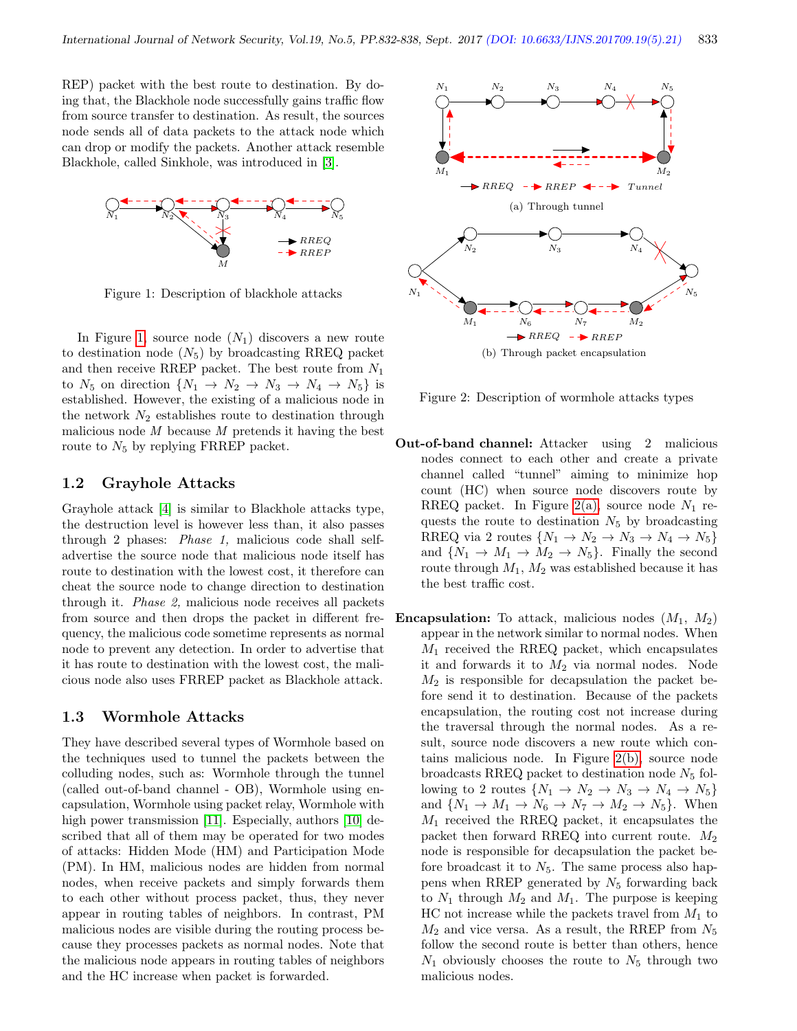REP) packet with the best route to destination. By doing that, the Blackhole node successfully gains traffic flow from source transfer to destination. As result, the sources node sends all of data packets to the attack node which can drop or modify the packets. Another attack resemble Blackhole, called Sinkhole, was introduced in [3].

Figure 1: Description of blackhole attacks

In Figure 1, source node ($N_1$) discovers a new route to destination node ($N_5$) by broadcasting RREQ packet and then receive RREP packet. The best route from $N_1$ to $N_5$ on direction $\{N_1 \rightarrow N_2 \rightarrow N_3 \rightarrow N_4 \rightarrow N_5\}$ is established. However, the existing of a malicious node in the network $N_2$ establishes route to destination through malicious node $M$ because $M$ pretends it having the best route to $N_5$ by replying FRREP packet.

### 1.2 Grayhole Attacks

Grayhole attack [4] is similar to Blackhole attacks type, the destruction level is however less than, it also passes through 2 phases: *Phase 1*, malicious code shall self-advertise the source node that malicious node itself has route to destination with the lowest cost, it therefore can cheat the source node to change direction to destination through it. *Phase 2*, malicious node receives all packets from source and then drops the packet in different frequency, the malicious code sometime represents as normal node to prevent any detection. In order to advertise that it has route to destination with the lowest cost, the malicious node also uses FRREP packet as Blackhole attack.

### 1.3 Wormhole Attacks

They have described several types of Wormhole based on the techniques used to tunnel the packets between the colluding nodes, such as: Wormhole through the tunnel (called out-of-band channel - OB), Wormhole using encapsulation, Wormhole using packet relay, Wormhole with high power transmission [11]. Especially, authors [10] described that all of them may be operated for two modes of attacks: Hidden Mode (HM) and Participation Mode (PM). In HM, malicious nodes are hidden from normal nodes, when receive packets and simply forwards them to each other without process packet, thus, they never appear in routing tables of neighbors. In contrast, PM malicious nodes are visible during the routing process because they processes packets as normal nodes. Note that the malicious node appears in routing tables of neighbors and the HC increase when packet is forwarded.

(a) Through tunnel

(b) Through packet encapsulation

Figure 2: Description of wormhole attacks types

**Out-of-band channel:** Attacker using 2 malicious nodes connect to each other and create a private channel called "tunnel" aiming to minimize hop count (HC) when source node discovers route by RREQ packet. In Figure 2(a), source node $N_1$ requests the route to destination $N_5$ by broadcasting RREQ via 2 routes $\{N_1 \rightarrow N_2 \rightarrow N_3 \rightarrow N_4 \rightarrow N_5\}$ and $\{N_1 \rightarrow M_1 \rightarrow M_2 \rightarrow N_5\}$. Finally the second route through $M_1$, $M_2$ was established because it has the best traffic cost.

**Encapsulation:** To attack, malicious nodes ($M_1$, $M_2$) appear in the network similar to normal nodes. When $M_1$ received the RREQ packet, which encapsulates it and forwards it to $M_2$ via normal nodes. Node $M_2$ is responsible for decapsulation the packet before send it to destination. Because of the packets encapsulation, the routing cost not increase during the traversal through the normal nodes. As a result, source node discovers a new route which contains malicious node. In Figure 2(b), source node broadcasts RREQ packet to destination node $N_5$ following to 2 routes $\{N_1 \rightarrow N_2 \rightarrow N_3 \rightarrow N_4 \rightarrow N_5\}$ and $\{N_1 \rightarrow M_1 \rightarrow N_6 \rightarrow N_7 \rightarrow M_2 \rightarrow N_5\}$. When $M_1$ received the RREQ packet, it encapsulates the packet then forward RREQ into current route. $M_2$ node is responsible for decapsulation the packet before broadcast it to $N_5$. The same process also happens when RREP generated by $N_5$ forwarding back to $N_1$ through $M_2$ and $M_1$. The purpose is keeping HC not increase while the packets travel from $M_1$ to $M_2$ and vice versa. As a result, the RREP from $N_5$ follow the second route is better than others, hence $N_1$ obviously chooses the route to $N_5$ through two malicious nodes.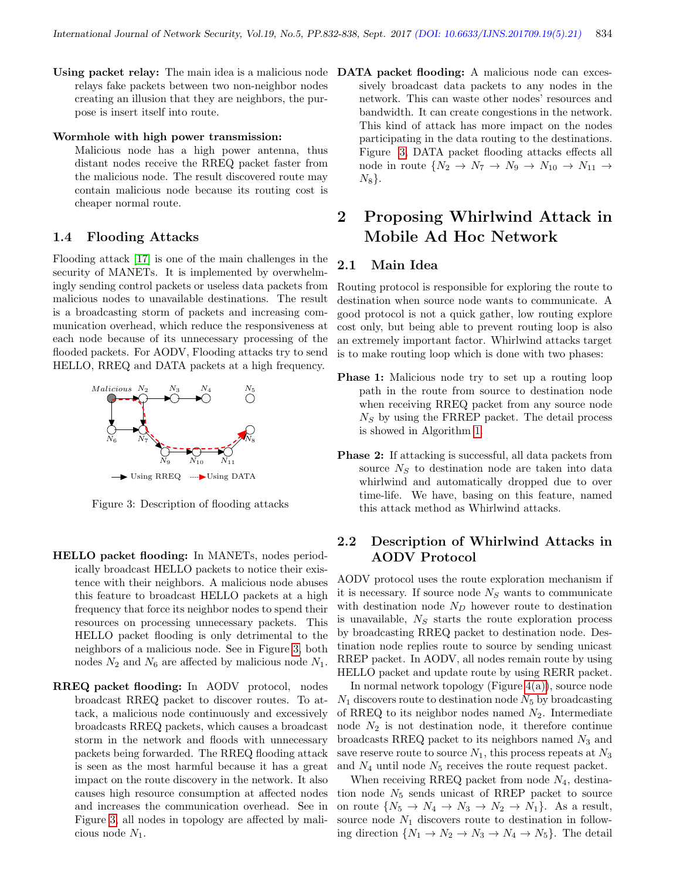**Using packet relay:** The main idea is a malicious node relays fake packets between two non-neighbor nodes creating an illusion that they are neighbors, the purpose is insert itself into route.

**Wormhole with high power transmission:** Malicious node has a high power antenna, thus distant nodes receive the RREQ packet faster from the malicious node. The result discovered route may contain malicious node because its routing cost is cheaper normal route.

### 1.4 Flooding Attacks

Flooding attack [17] is one of the main challenges in the security of MANETs. It is implemented by overwhelmingly sending control packets or useless data packets from malicious nodes to unavailable destinations. The result is a broadcasting storm of packets and increasing communication overhead, which reduce the responsiveness at each node because of its unnecessary processing of the flooded packets. For AODV, Flooding attacks try to send HELLO, RREQ and DATA packets at a high frequency.

Figure 3: Description of flooding attacks

**HELLO packet flooding:** In MANETs, nodes periodically broadcast HELLO packets to notice their existence with their neighbors. A malicious node abuses this feature to broadcast HELLO packets at a high frequency that force its neighbor nodes to spend their resources on processing unnecessary packets. This HELLO packet flooding is only detrimental to the neighbors of a malicious node. See in Figure 3, both nodes $N_2$ and $N_6$ are affected by malicious node $N_1$.

**RREQ packet flooding:** In AODV protocol, nodes broadcast RREQ packet to discover routes. To attack, a malicious node continuously and excessively broadcasts RREQ packets, which causes a broadcast storm in the network and floods with unnecessary packets being forwarded. The RREQ flooding attack is seen as the most harmful because it has a great impact on the route discovery in the network. It also causes high resource consumption at affected nodes and increases the communication overhead. See in Figure 3, all nodes in topology are affected by malicious node $N_1$.

**DATA packet flooding:** A malicious node can excessively broadcast data packets to any nodes in the network. This can waste other nodes' resources and bandwidth. It can create congestions in the network. This kind of attack has more impact on the nodes participating in the data routing to the destinations. Figure 3, DATA packet flooding attacks effects all node in route $\{N_2 \rightarrow N_7 \rightarrow N_9 \rightarrow N_{10} \rightarrow N_{11} \rightarrow N_8\}$.

## 2 Proposing Whirlwind Attack in Mobile Ad Hoc Network

### 2.1 Main Idea

Routing protocol is responsible for exploring the route to destination when source node wants to communicate. A good protocol is not a quick gather, low routing explore cost only, but being able to prevent routing loop is also an extremely important factor. Whirlwind attacks target is to make routing loop which is done with two phases:

**Phase 1:** Malicious node try to set up a routing loop path in the route from source to destination node when receiving RREQ packet from any source node $N_S$ by using the FRREP packet. The detail process is showed in Algorithm 1.

**Phase 2:** If attacking is successful, all data packets from source $N_S$ to destination node are taken into data whirlwind and automatically dropped due to over time-life. We have, basing on this feature, named this attack method as Whirlwind attacks.

### 2.2 Description of Whirlwind Attacks in AODV Protocol

AODV protocol uses the route exploration mechanism if it is necessary. If source node $N_S$ wants to communicate with destination node $N_D$ however route to destination is unavailable, $N_S$ starts the route exploration process by broadcasting RREQ packet to destination node. Destination node replies route to source by sending unicast RREP packet. In AODV, all nodes remain route by using HELLO packet and update route by using RERR packet.

In normal network topology (Figure 4(a)), source node $N_1$ discovers route to destination node $N_5$ by broadcasting of RREQ to its neighbor nodes named $N_2$. Intermediate node $N_2$ is not destination node, it therefore continue broadcasts RREQ packet to its neighbors named $N_3$ and save reserve route to source $N_1$, this process repeats at $N_3$ and $N_4$ until node $N_5$ receives the route request packet.

When receiving RREQ packet from node $N_4$, destination node $N_5$ sends unicast of RREP packet to source on route $\{N_5 \rightarrow N_4 \rightarrow N_3 \rightarrow N_2 \rightarrow N_1\}$. As a result, source node $N_1$ discovers route to destination in following direction $\{N_1 \rightarrow N_2 \rightarrow N_3 \rightarrow N_4 \rightarrow N_5\}$. The detail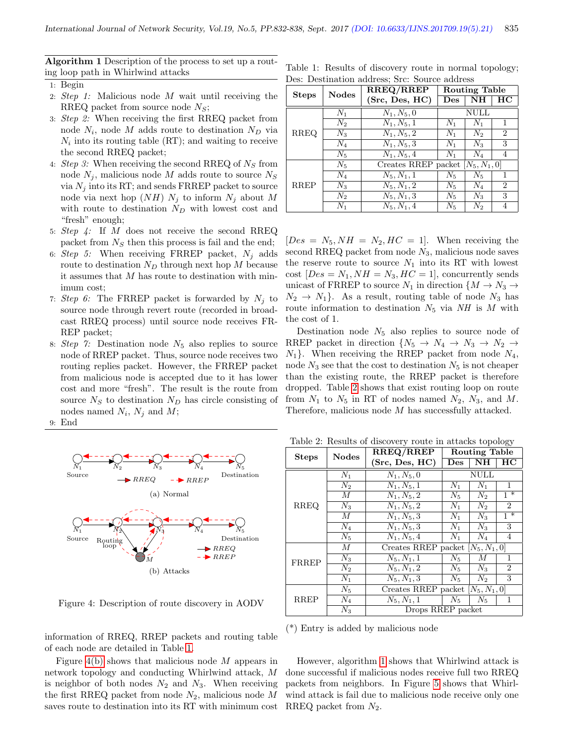**Algorithm 1** Description of the process to set up a routing loop path in Whirlwind attacks

1: Begin
2: *Step 1:* Malicious node $M$ wait until receiving the RREQ packet from source node $N_S$;
3: *Step 2:* When receiving the first RREQ packet from node $N_i$, node $M$ adds route to destination $N_D$ via $N_i$ into its routing table (RT); and waiting to receive the second RREQ packet;
4: *Step 3:* When receiving the second RREQ of $N_S$ from node $N_j$, malicious node $M$ adds route to source $N_S$ via $N_j$ into its RT; and sends FRREP packet to source node via next hop $(NH)$ $N_j$ to inform $N_j$ about $M$ with route to destination $N_D$ with lowest cost and "fresh" enough;
5: *Step 4:* If $M$ does not receive the second RREQ packet from $N_S$ then this process is fail and the end;
6: *Step 5:* When receiving FRREP packet, $N_j$ adds route to destination $N_D$ through next hop $M$ because it assumes that $M$ has route to destination with minimum cost;
7: *Step 6:* The FRREP packet is forwarded by $N_j$ to source node through revert route (recorded in broadcast RREQ process) until source node receives FRREP packet;
8: *Step 7:* Destination node $N_5$ also replies to source node of RREP packet. Thus, source node receives two routing replies packet. However, the FRREP packet from malicious node is accepted due to it has lower cost and more "fresh". The result is the route from source $N_S$ to destination $N_D$ has circle consisting of nodes named $N_i$, $N_j$ and $M$;
9: End

Figure 4: Description of route discovery in AODV

information of RREQ, RREP packets and routing table of each node are detailed in Table 1.

Figure 4(b) shows that malicious node $M$ appears in network topology and conducting Whirlwind attack, $M$ is neighbor of both nodes $N_2$ and $N_3$. When receiving the first RREQ packet from node $N_2$, malicious node $M$ saves route to destination into its RT with minimum cost

Table 1: Results of discovery route in normal topology; Des: Destination address; Src: Source address

| Steps | Nodes | RREQ/RREP (Src, Des, HC) | Routing Table | | |
|---|---|---|---|---|---|
| | | | Des | NH | HC |
| RREQ | $N_1$ | $N_1, N_5, 0$ | NULL | | |
| | $N_2$ | $N_1, N_5, 1$ | $N_1$ | $N_1$ | 1 |
| | $N_3$ | $N_1, N_5, 2$ | $N_1$ | $N_2$ | 2 |
| | $N_4$ | $N_1, N_5, 3$ | $N_1$ | $N_3$ | 3 |
| | $N_5$ | $N_1, N_5, 4$ | $N_1$ | $N_4$ | 4 |
| RREP | $N_5$ | Creates RREP packet $[N_5, N_1, 0]$ | | | |
| | $N_4$ | $N_5, N_1, 1$ | $N_5$ | $N_5$ | 1 |
| | $N_3$ | $N_5, N_1, 2$ | $N_5$ | $N_4$ | 2 |
| | $N_2$ | $N_5, N_1, 3$ | $N_5$ | $N_3$ | 3 |
| | $N_1$ | $N_5, N_1, 4$ | $N_5$ | $N_2$ | 4 |

$[Des = N_5, NH = N_2, HC = 1]$. When receiving the second RREQ packet from node $N_3$, malicious node saves the reserve route to source $N_1$ into its RT with lowest cost $[Des = N_1, NH = N_3, HC = 1]$, concurrently sends unicast of FRREP to source $N_1$ in direction $\{M \rightarrow N_3 \rightarrow N_2 \rightarrow N_1\}$. As a result, routing table of node $N_3$ has route information to destination $N_5$ via $NH$ is $M$ with the cost of 1.

Destination node $N_5$ also replies to source node of RREP packet in direction $\{N_5 \rightarrow N_4 \rightarrow N_3 \rightarrow N_2 \rightarrow N_1\}$. When receiving the RREP packet from node $N_4$, node $N_3$ see that the cost to destination $N_5$ is not cheaper than the existing route, the RREP packet is therefore dropped. Table 2 shows that exist routing loop on route from $N_1$ to $N_5$ in RT of nodes named $N_2$, $N_3$, and $M$. Therefore, malicious node $M$ has successfully attacked.

Table 2: Results of discovery route in attacks topology

| Steps | Nodes | RREQ/RREP (Src, Des, HC) | Routing Table | | |
|---|---|---|---|---|---|
| | | | Des | NH | HC |
| RREQ | $N_1$ | $N_1, N_5, 0$ | NULL | | |
| | $N_2$ | $N_1, N_5, 1$ | $N_1$ | $N_1$ | 1 |
| | $M$ | $N_1, N_5, 2$ | $N_5$ | $N_2$ | 1 * |
| | $N_3$ | $N_1, N_5, 2$ | $N_1$ | $N_2$ | 2 |
| | $M$ | $N_1, N_5, 3$ | $N_1$ | $N_3$ | 1 * |
| | $N_4$ | $N_1, N_5, 3$ | $N_1$ | $N_3$ | 3 |
| | $N_5$ | $N_1, N_5, 4$ | $N_1$ | $N_4$ | 4 |
| FRREP | $M$ | Creates RREP packet $[N_5, N_1, 0]$ | | | |
| | $N_3$ | $N_5, N_1, 1$ | $N_5$ | $M$ | 1 |
| | $N_2$ | $N_5, N_1, 2$ | $N_5$ | $N_3$ | 2 |
| | $N_1$ | $N_5, N_1, 3$ | $N_5$ | $N_2$ | 3 |
| RREP | $N_5$ | Creates RREP packet $[N_5, N_1, 0]$ | | | |
| | $N_4$ | $N_5, N_1, 1$ | $N_5$ | $N_5$ | 1 |
| | $N_3$ | Drops RREP packet | | | |

(*) Entry is added by malicious node

However, algorithm 1 shows that Whirlwind attack is done successful if malicious nodes receive full two RREQ packets from neighbors. In Figure 5 shows that Whirlwind attack is fail due to malicious node receive only one RREQ packet from $N_2$.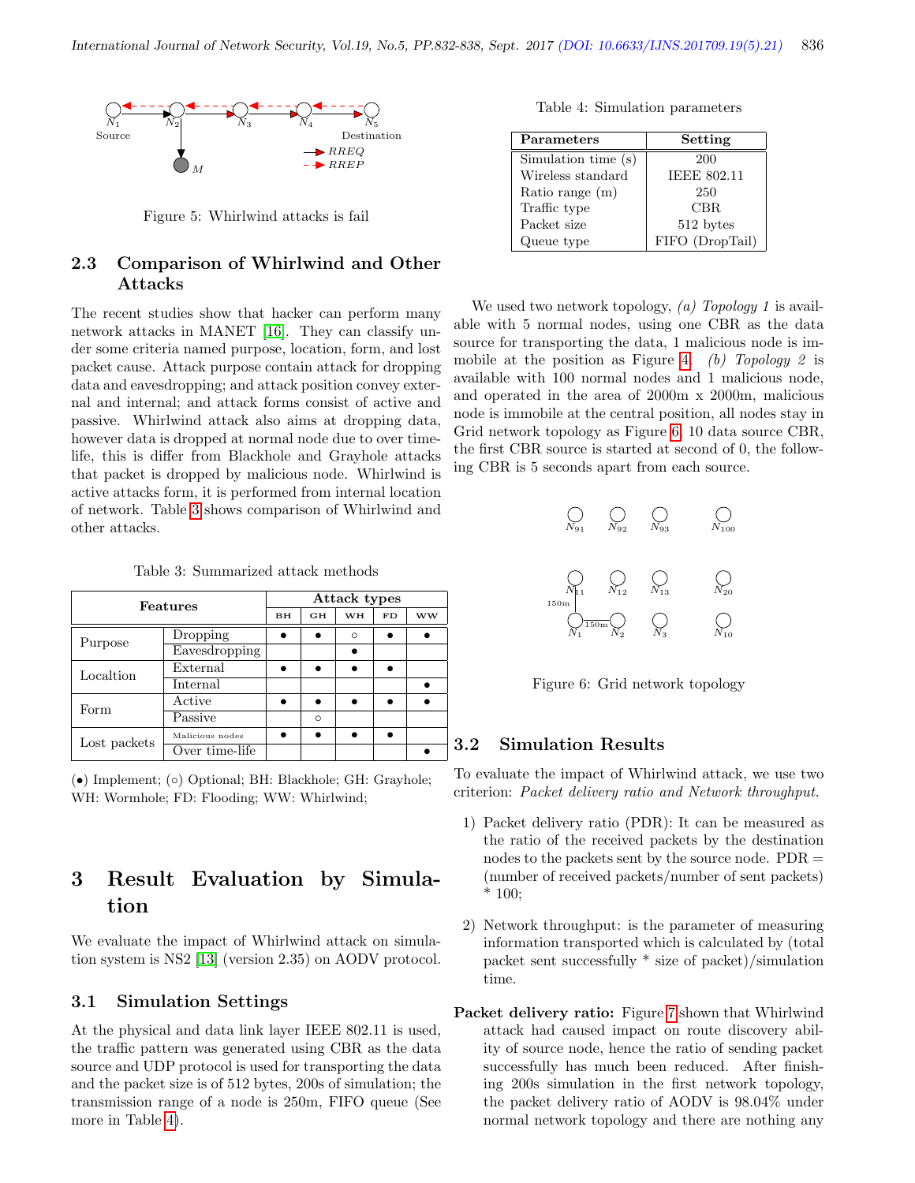Figure 5: Whirlwind attacks is fail

### 2.3 Comparison of Whirlwind and Other Attacks

The recent studies show that hacker can perform many network attacks in MANET [16]. They can classify under some criteria named purpose, location, form, and lost packet cause. Attack purpose contain attack for dropping data and eavesdropping; and attack position convey external and internal; and attack forms consist of active and passive. Whirlwind attack also aims at dropping data, however data is dropped at normal node due to over time-life, this is differ from Blackhole and Grayhole attacks that packet is dropped by malicious node. Whirlwind is active attacks form, it is performed from internal location of network. Table 3 shows comparison of Whirlwind and other attacks.

Table 3: Summarized attack methods

| Features | | Attack types | | | | |
|---|---|---|---|---|---|---|
| | | BH | GH | WH | FD | WW |
| Purpose | Dropping | ● | ● | ○ | ● | ● |
| | Eavesdropping | | | ● | | |
| Localtion | External | ● | ● | ● | ● | |
| | Internal | | | | | ● |
| Form | Active | ● | ● | ● | ● | ● |
| | Passive | | ○ | | | |
| Lost packets | Malicious nodes | ● | ● | ● | ● | |
| | Over time-life | | | | | ● |

(●) Implement; (○) Optional; BH: Blackhole; GH: Grayhole; WH: Wormhole; FD: Flooding; WW: Whirlwind;

## 3 Result Evaluation by Simulation

We evaluate the impact of Whirlwind attack on simulation system is NS2 [13] (version 2.35) on AODV protocol.

### 3.1 Simulation Settings

At the physical and data link layer IEEE 802.11 is used, the traffic pattern was generated using CBR as the data source and UDP protocol is used for transporting the data and the packet size is of 512 bytes, 200s of simulation; the transmission range of a node is 250m, FIFO queue (See more in Table 4).

Table 4: Simulation parameters

| Parameters | Setting |
|---|---|
| Simulation time (s) | 200 |
| Wireless standard | IEEE 802.11 |
| Ratio range (m) | 250 |
| Traffic type | CBR |
| Packet size | 512 bytes |
| Queue type | FIFO (DropTail) |

We used two network topology, *(a) Topology 1* is available with 5 normal nodes, using one CBR as the data source for transporting the data, 1 malicious node is immobile at the position as Figure 4. *(b) Topology 2* is available with 100 normal nodes and 1 malicious node, and operated in the area of 2000m x 2000m, malicious node is immobile at the central position, all nodes stay in Grid network topology as Figure 6, 10 data source CBR, the first CBR source is started at second of 0, the following CBR is 5 seconds apart from each source.

Figure 6: Grid network topology

### 3.2 Simulation Results

To evaluate the impact of Whirlwind attack, we use two criterion: *Packet delivery ratio and Network throughput.*

1) Packet delivery ratio (PDR): It can be measured as the ratio of the received packets by the destination nodes to the packets sent by the source node. PDR = (number of received packets/number of sent packets) * 100;

2) Network throughput: is the parameter of measuring information transported which is calculated by (total packet sent successfully * size of packet)/simulation time.

**Packet delivery ratio:** Figure 7 shown that Whirlwind attack had caused impact on route discovery ability of source node, hence the ratio of sending packet successfully has much been reduced. After finishing 200s simulation in the first network topology, the packet delivery ratio of AODV is 98.04% under normal network topology and there are nothing any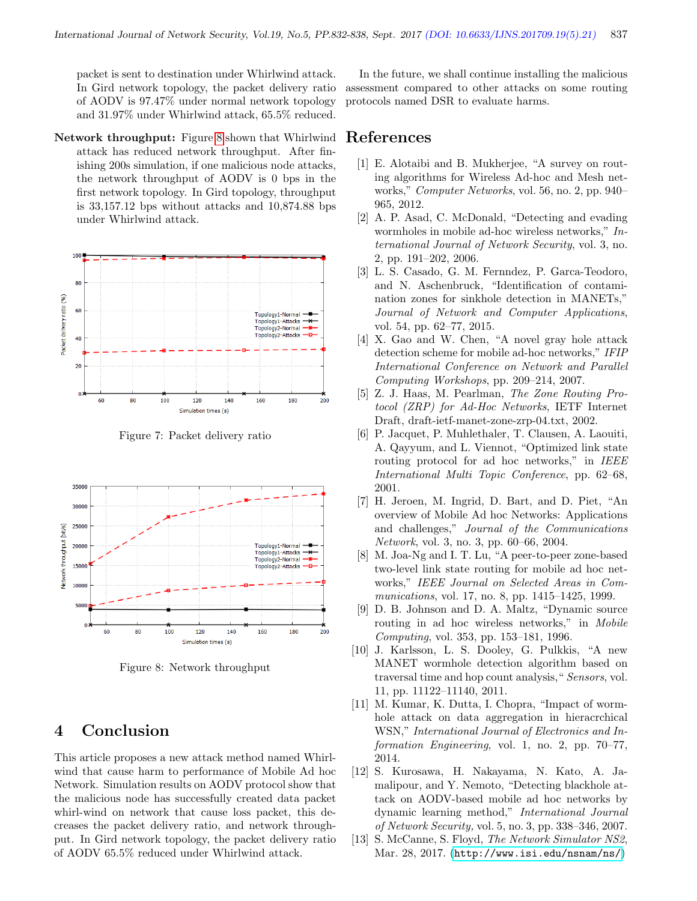packet is sent to destination under Whirlwind attack. In Gird network topology, the packet delivery ratio of AODV is 97.47% under normal network topology and 31.97% under Whirlwind attack, 65.5% reduced.

**Network throughput:** Figure 8 shown that Whirlwind attack has reduced network throughput. After finishing 200s simulation, if one malicious node attacks, the network throughput of AODV is 0 bps in the first network topology. In Gird topology, throughput is 33,157.12 bps without attacks and 10,874.88 bps under Whirlwind attack.

Figure 7: Packet delivery ratio

Figure 8: Network throughput

## 4 Conclusion

This article proposes a new attack method named Whirlwind that cause harm to performance of Mobile Ad hoc Network. Simulation results on AODV protocol show that the malicious node has successfully created data packet whirl-wind on network that cause loss packet, this decreases the packet delivery ratio, and network throughput. In Gird network topology, the packet delivery ratio of AODV 65.5% reduced under Whirlwind attack.

In the future, we shall continue installing the malicious assessment compared to other attacks on some routing protocols named DSR to evaluate harms.

# References

[1] E. Alotaibi and B. Mukherjee, "A survey on routing algorithms for Wireless Ad-hoc and Mesh networks," *Computer Networks*, vol. 56, no. 2, pp. 940–965, 2012.

[2] A. P. Asad, C. McDonald, "Detecting and evading wormholes in mobile ad-hoc wireless networks," *International Journal of Network Security*, vol. 3, no. 2, pp. 191–202, 2006.

[3] L. S. Casado, G. M. Fernndez, P. Garca-Teodoro, and N. Aschenbruck, "Identification of contamination zones for sinkhole detection in MANETs," *Journal of Network and Computer Applications*, vol. 54, pp. 62–77, 2015.

[4] X. Gao and W. Chen, "A novel gray hole attack detection scheme for mobile ad-hoc networks," *IFIP International Conference on Network and Parallel Computing Workshops*, pp. 209–214, 2007.

[5] Z. J. Haas, M. Pearlman, *The Zone Routing Protocol (ZRP) for Ad-Hoc Networks*, IETF Internet Draft, draft-ietf-manet-zone-zrp-04.txt, 2002.

[6] P. Jacquet, P. Muhlethaler, T. Clausen, A. Laouiti, A. Qayyum, and L. Viennot, "Optimized link state routing protocol for ad hoc networks," in *IEEE International Multi Topic Conference*, pp. 62–68, 2001.

[7] H. Jeroen, M. Ingrid, D. Bart, and D. Piet, "An overview of Mobile Ad hoc Networks: Applications and challenges," *Journal of the Communications Network*, vol. 3, no. 3, pp. 60–66, 2004.

[8] M. Joa-Ng and I. T. Lu, "A peer-to-peer zone-based two-level link state routing for mobile ad hoc networks," *IEEE Journal on Selected Areas in Communications*, vol. 17, no. 8, pp. 1415–1425, 1999.

[9] D. B. Johnson and D. A. Maltz, "Dynamic source routing in ad hoc wireless networks," in *Mobile Computing*, vol. 353, pp. 153–181, 1996.

[10] J. Karlsson, L. S. Dooley, G. Pulkkis, "A new MANET wormhole detection algorithm based on traversal time and hop count analysis," *Sensors*, vol. 11, pp. 11122–11140, 2011.

[11] M. Kumar, K. Dutta, I. Chopra, "Impact of wormhole attack on data aggregation in hieracrchical WSN," *International Journal of Electronics and Information Engineering*, vol. 1, no. 2, pp. 70–77, 2014.

[12] S. Kurosawa, H. Nakayama, N. Kato, A. Jamalipour, and Y. Nemoto, "Detecting blackhole attack on AODV-based mobile ad hoc networks by dynamic learning method," *International Journal of Network Security,* vol. 5, no. 3, pp. 338–346, 2007.

[13] S. McCanne, S. Floyd, *The Network Simulator NS2*, Mar. 28, 2017. (http://www.isi.edu/nsnam/ns/)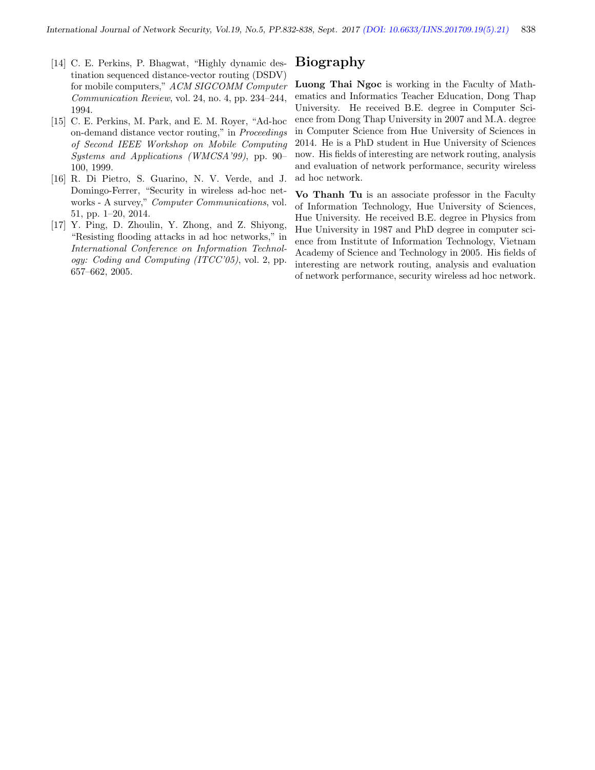[14] C. E. Perkins, P. Bhagwat, "Highly dynamic destination sequenced distance-vector routing (DSDV) for mobile computers," *ACM SIGCOMM Computer Communication Review*, vol. 24, no. 4, pp. 234–244, 1994.

[15] C. E. Perkins, M. Park, and E. M. Royer, "Ad-hoc on-demand distance vector routing," in *Proceedings of Second IEEE Workshop on Mobile Computing Systems and Applications (WMCSA'99)*, pp. 90–100, 1999.

[16] R. Di Pietro, S. Guarino, N. V. Verde, and J. Domingo-Ferrer, "Security in wireless ad-hoc networks - A survey," *Computer Communications*, vol. 51, pp. 1–20, 2014.

[17] Y. Ping, D. Zhoulin, Y. Zhong, and Z. Shiyong, "Resisting flooding attacks in ad hoc networks," in *International Conference on Information Technology: Coding and Computing (ITCC'05)*, vol. 2, pp. 657–662, 2005.

# Biography

**Luong Thai Ngoc** is working in the Faculty of Mathematics and Informatics Teacher Education, Dong Thap University. He received B.E. degree in Computer Science from Dong Thap University in 2007 and M.A. degree in Computer Science from Hue University of Sciences in 2014. He is a PhD student in Hue University of Sciences now. His fields of interesting are network routing, analysis and evaluation of network performance, security wireless ad hoc network.

**Vo Thanh Tu** is an associate professor in the Faculty of Information Technology, Hue University of Sciences, Hue University. He received B.E. degree in Physics from Hue University in 1987 and PhD degree in computer science from Institute of Information Technology, Vietnam Academy of Science and Technology in 2005. His fields of interesting are network routing, analysis and evaluation of network performance, security wireless ad hoc network.